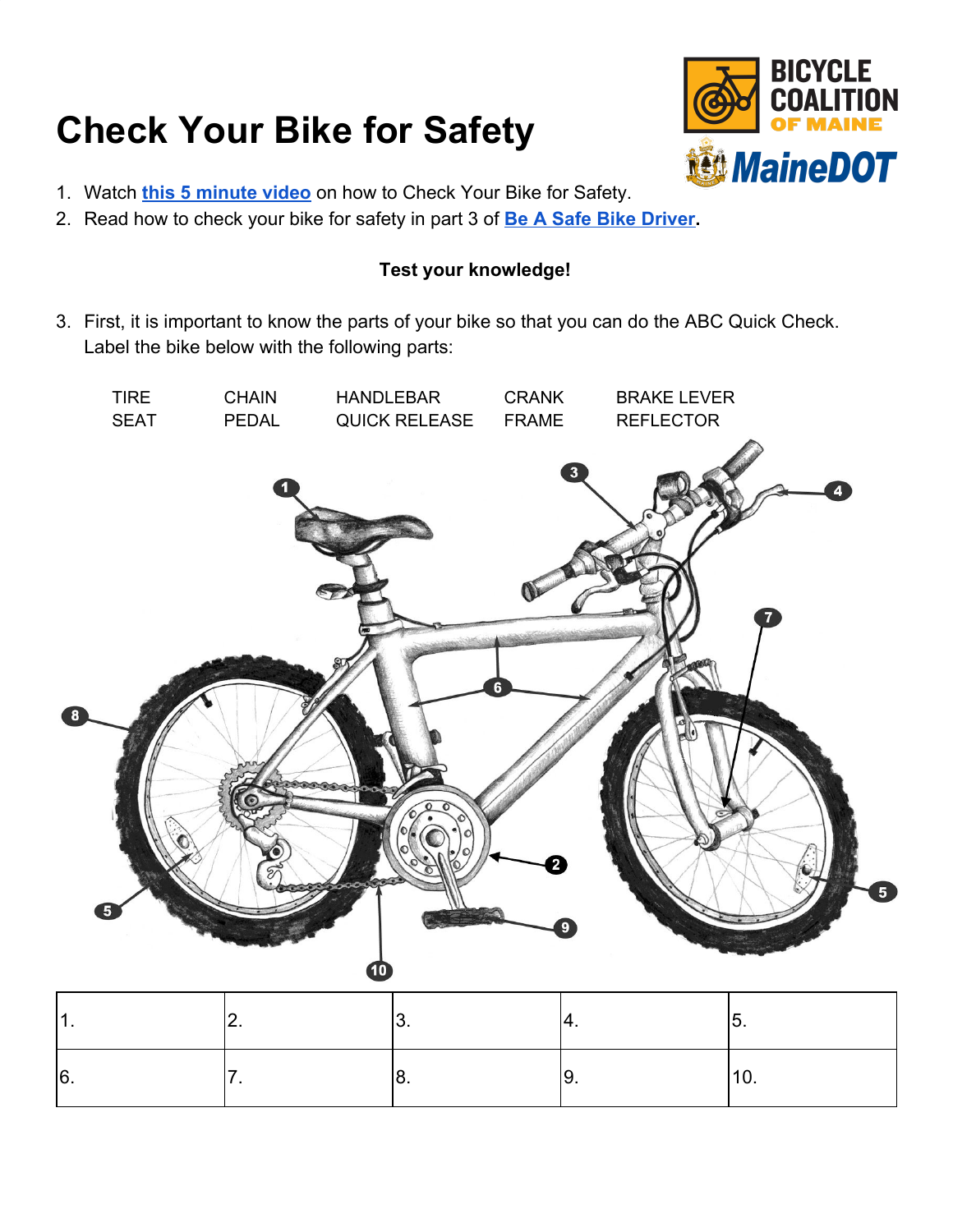# Check Your Bike for Safety

1. Watch **this 5 minute video** on how to Check Your Bike for Safety.
2. Read how to check your bike for safety in part 3 of **Be A Safe Bike Driver**.

**Test your knowledge!**

3. First, it is important to know the parts of your bike so that you can do the ABC Quick Check. Label the bike below with the following parts:

| | | | | |
|---|---|---|---|---|
| TIRE | CHAIN | HANDLEBAR | CRANK | BRAKE LEVER |
| SEAT | PEDAL | QUICK RELEASE | FRAME | REFLECTOR |

| | | | | |
|---|---|---|---|---|
| 1. | 2. | 3. | 4. | 5. |
| 6. | 7. | 8. | 9. | 10. |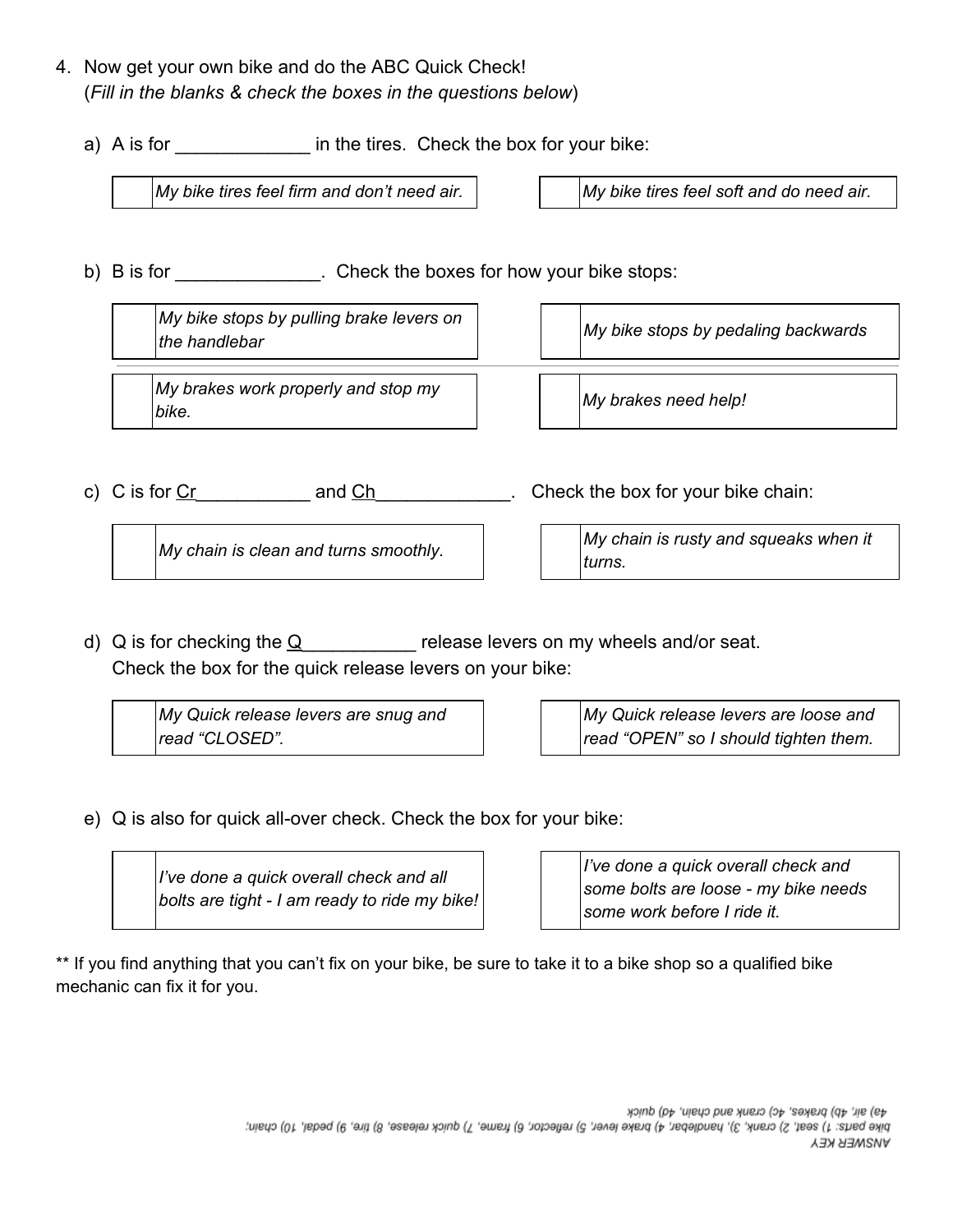4. Now get your own bike and do the ABC Quick Check!
   (*Fill in the blanks & check the boxes in the questions below*)

   a) A is for _____________ in the tires. Check the box for your bike:

| | | | |
|---|---|---|---|
| | *My bike tires feel firm and don't need air.* | | *My bike tires feel soft and do need air.* |

   b) B is for ______________. Check the boxes for how your bike stops:

| | | | |
|---|---|---|---|
| | *My bike stops by pulling brake levers on the handlebar* | | *My bike stops by pedaling backwards* |
| | *My brakes work properly and stop my bike.* | | *My brakes need help!* |

   c) C is for Cr___________ and Ch_____________. Check the box for your bike chain:

| | | | |
|---|---|---|---|
| | *My chain is clean and turns smoothly.* | | *My chain is rusty and squeaks when it turns.* |

   d) Q is for checking the Q___________ release levers on my wheels and/or seat.
      Check the box for the quick release levers on your bike:

| | | | |
|---|---|---|---|
| | *My Quick release levers are snug and read "CLOSED".* | | *My Quick release levers are loose and read "OPEN" so I should tighten them.* |

   e) Q is also for quick all-over check. Check the box for your bike:

| | | | |
|---|---|---|---|
| | *I've done a quick overall check and all bolts are tight - I am ready to ride my bike!* | | *I've done a quick overall check and some bolts are loose - my bike needs some work before I ride it.* |

** If you find anything that you can't fix on your bike, be sure to take it to a bike shop so a qualified bike mechanic can fix it for you.

*ANSWER KEY*
*bike parts: 1) seat, 2) crank, 3), handlebar, 4) brake lever, 5) reflector, 6) frame, 7) quick release, 8) tire, 9) pedal, 10) chain;*
*4a) air, 4b) brakes, 4c) crank and chain, 4d) quick*